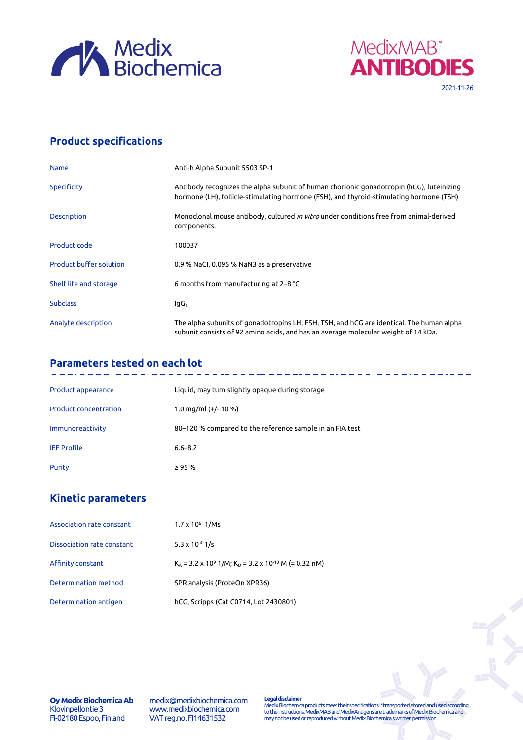Medix Biochemica

MedixMAB™ ANTIBODIES

2021-11-26

## Product specifications

| | |
|---|---|
| Name | Anti-h Alpha Subunit 5503 SP-1 |
| Specificity | Antibody recognizes the alpha subunit of human chorionic gonadotropin (hCG), luteinizing hormone (LH), follicle-stimulating hormone (FSH), and thyroid-stimulating hormone (TSH) |
| Description | Monoclonal mouse antibody, cultured *in vitro* under conditions free from animal-derived components. |
| Product code | 100037 |
| Product buffer solution | 0.9 % NaCl, 0.095 % $NaN_3$ as a preservative |
| Shelf life and storage | 6 months from manufacturing at 2–8 °C |
| Subclass | $IgG_1$ |
| Analyte description | The alpha subunits of gonadotropins LH, FSH, TSH, and hCG are identical. The human alpha subunit consists of 92 amino acids, and has an average molecular weight of 14 kDa. |

## Parameters tested on each lot

| | |
|---|---|
| Product appearance | Liquid, may turn slightly opaque during storage |
| Product concentration | 1.0 mg/ml (+/- 10 %) |
| Immunoreactivity | 80–120 % compared to the reference sample in an FIA test |
| IEF Profile | 6.6–8.2 |
| Purity | ≥ 95 % |

## Kinetic parameters

| | |
|---|---|
| Association rate constant | $1.7 \times 10^6$ 1/Ms |
| Dissociation rate constant | $5.3 \times 10^{-4}$ 1/s |
| Affinity constant | $K_A = 3.2 \times 10^9$ 1/M; $K_D = 3.2 \times 10^{-10}$ M (= 0.32 nM) |
| Determination method | SPR analysis (ProteOn XPR36) |
| Determination antigen | hCG, Scripps (Cat C0714, Lot 2430801) |

**Oy Medix Biochemica Ab**
Klovinpellontie 3
FI-02180 Espoo, Finland

medix@medixbiochemica.com
www.medixbiochemica.com
VAT reg.no. FI14631532

**Legal disclaimer**
Medix Biochemica products meet their specifications if transported, stored and used according to the instructions. MedixMAB and MedixAntigens are trademarks of Medix Biochemica and may not be used or reproduced without Medix Biochemica's written permission.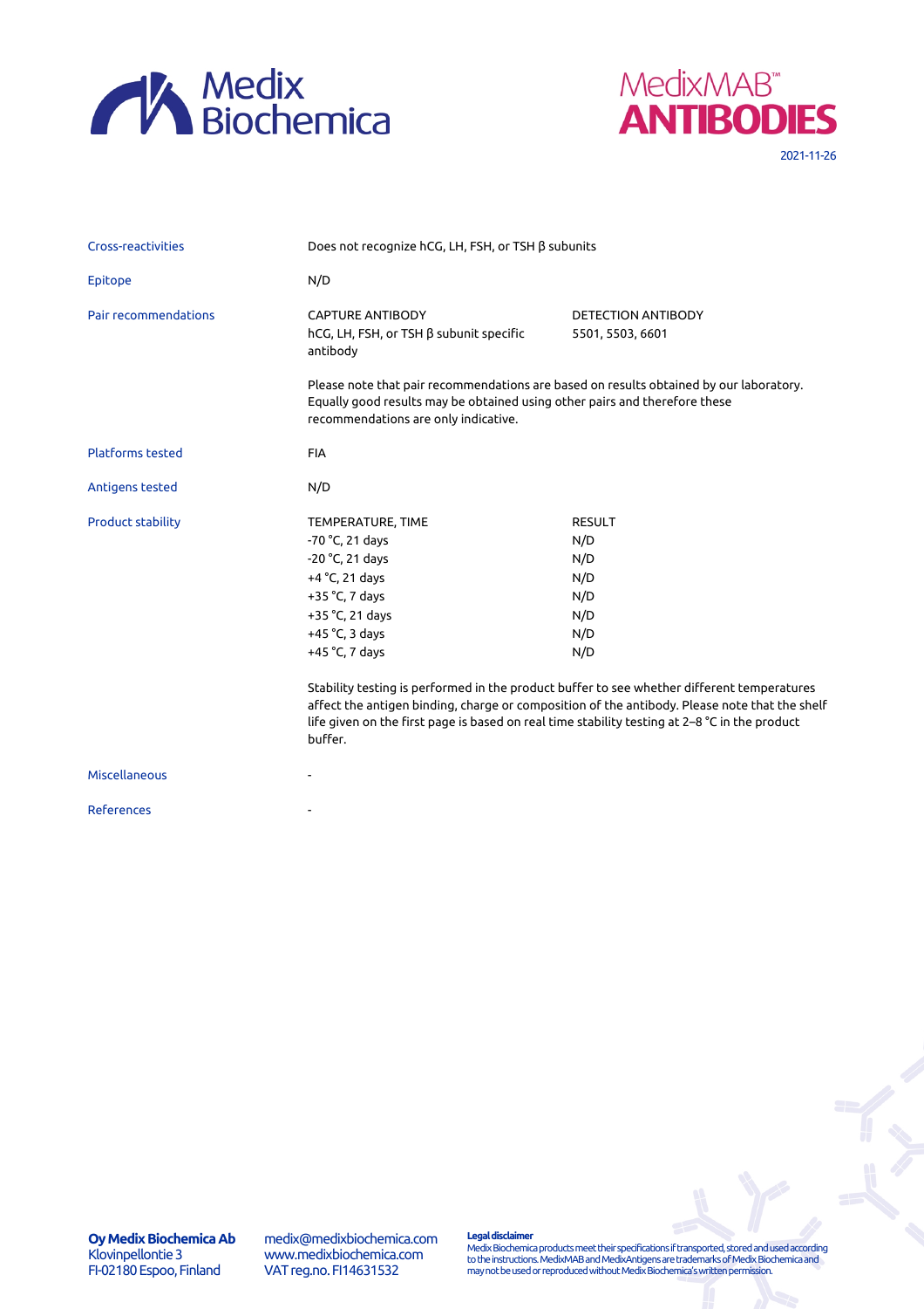2021-11-26

| | | |
|---|---|---|
| Cross-reactivities | Does not recognize hCG, LH, FSH, or TSH β subunits | |
| Epitope | N/D | |
| Pair recommendations | CAPTURE ANTIBODY<br>hCG, LH, FSH, or TSH β subunit specific antibody | DETECTION ANTIBODY<br>5501, 5503, 6601 |
| | Please note that pair recommendations are based on results obtained by our laboratory. Equally good results may be obtained using other pairs and therefore these recommendations are only indicative. | |
| Platforms tested | FIA | |
| Antigens tested | N/D | |
| Product stability | TEMPERATURE, TIME | RESULT |
| | -70 °C, 21 days | N/D |
| | -20 °C, 21 days | N/D |
| | +4 °C, 21 days | N/D |
| | +35 °C, 7 days | N/D |
| | +35 °C, 21 days | N/D |
| | +45 °C, 3 days | N/D |
| | +45 °C, 7 days | N/D |
| | Stability testing is performed in the product buffer to see whether different temperatures affect the antigen binding, charge or composition of the antibody. Please note that the shelf life given on the first page is based on real time stability testing at 2–8 °C in the product buffer. | |
| Miscellaneous | - | |
| References | - | |

**Oy Medix Biochemica Ab**
Klovinpellontie 3
FI-02180 Espoo, Finland

medix@medixbiochemica.com
www.medixbiochemica.com
VAT reg.no. FI14631532

**Legal disclaimer**
Medix Biochemica products meet their specifications if transported, stored and used according to the instructions. MedixMAB and MedixAntigens are trademarks of Medix Biochemica and may not be used or reproduced without Medix Biochemica's written permission.